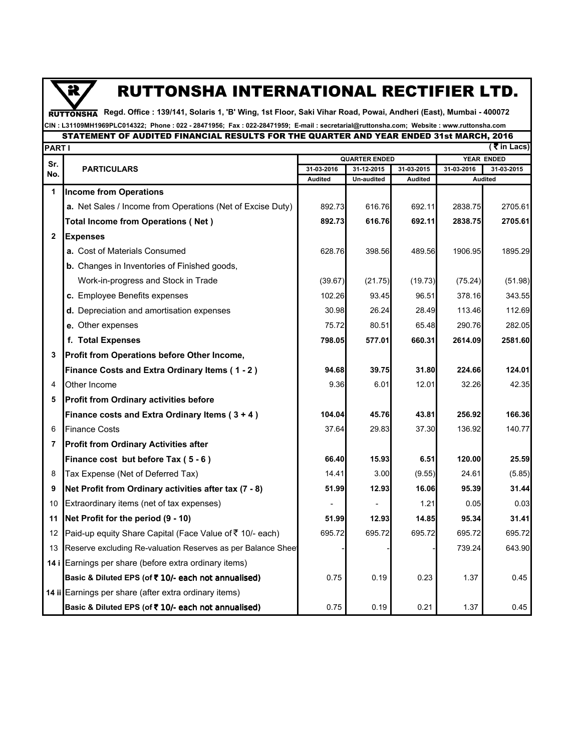# RUTTONSHA INTERNATIONAL RECTIFIER LTD.

RUTTONSHA **Regd. Office : 139/141, Solaris 1, 'B' Wing, 1st Floor, Saki Vihar Road, Powai, Andheri (East), Mumbai - 400072**

**CIN : L31109MH1969PLC014322; Phone : 022 - 28471956; Fax : 022-28471959; E-mail : secretarial@ruttonsha.com; Website : www.ruttonsha.com**

## STATEMENT OF AUDITED FINANCIAL RESULTS FOR THE QUARTER AND YEAR ENDED 31st MARCH, 2016

**PART I** **( ₹ in Lacs)**

| Sr. No. | PARTICULARS | QUARTER ENDED | | | YEAR ENDED | |
|---|---|---|---|---|---|---|
| | | 31-03-2016 | 31-12-2015 | 31-03-2015 | 31-03-2016 | 31-03-2015 |
| | | Audited | Un-audited | Audited | Audited | |
| **1** | **Income from Operations** | | | | | |
| | **a.** Net Sales / Income from Operations (Net of Excise Duty) | 892.73 | 616.76 | 692.11 | 2838.75 | 2705.61 |
| | **Total Income from Operations ( Net )** | **892.73** | **616.76** | **692.11** | **2838.75** | **2705.61** |
| **2** | **Expenses** | | | | | |
| | **a.** Cost of Materials Consumed | 628.76 | 398.56 | 489.56 | 1906.95 | 1895.29 |
| | **b.** Changes in Inventories of Finished goods, Work-in-progress and Stock in Trade | (39.67) | (21.75) | (19.73) | (75.24) | (51.98) |
| | **c.** Employee Benefits expenses | 102.26 | 93.45 | 96.51 | 378.16 | 343.55 |
| | **d.** Depreciation and amortisation expenses | 30.98 | 26.24 | 28.49 | 113.46 | 112.69 |
| | **e.** Other expenses | 75.72 | 80.51 | 65.48 | 290.76 | 282.05 |
| | **f. Total Expenses** | **798.05** | **577.01** | **660.31** | **2614.09** | **2581.60** |
| **3** | **Profit from Operations before Other Income, Finance Costs and Extra Ordinary Items ( 1 - 2 )** | **94.68** | **39.75** | **31.80** | **224.66** | **124.01** |
| 4 | Other Income | 9.36 | 6.01 | 12.01 | 32.26 | 42.35 |
| **5** | **Profit from Ordinary activities before Finance costs and Extra Ordinary Items ( 3 + 4 )** | **104.04** | **45.76** | **43.81** | **256.92** | **166.36** |
| 6 | Finance Costs | 37.64 | 29.83 | 37.30 | 136.92 | 140.77 |
| **7** | **Profit from Ordinary Activities after Finance cost but before Tax ( 5 - 6 )** | **66.40** | **15.93** | **6.51** | **120.00** | **25.59** |
| 8 | Tax Expense (Net of Deferred Tax) | 14.41 | 3.00 | (9.55) | 24.61 | (5.85) |
| **9** | **Net Profit from Ordinary activities after tax (7 - 8)** | **51.99** | **12.93** | **16.06** | **95.39** | **31.44** |
| 10 | Extraordinary items (net of tax expenses) | - | - | 1.21 | 0.05 | 0.03 |
| **11** | **Net Profit for the period (9 - 10)** | **51.99** | **12.93** | **14.85** | **95.34** | **31.41** |
| 12 | Paid-up equity Share Capital (Face Value of ₹ 10/- each) | 695.72 | 695.72 | 695.72 | 695.72 | 695.72 |
| 13 | Reserve excluding Re-valuation Reserves as per Balance Sheet | - | - | - | 739.24 | 643.90 |
| **14 i** | Earnings per share (before extra ordinary items) | | | | | |
| | **Basic & Diluted EPS (of ₹ 10/- each not annualised)** | 0.75 | 0.19 | 0.23 | 1.37 | 0.45 |
| **14 ii** | Earnings per share (after extra ordinary items) | | | | | |
| | **Basic & Diluted EPS (of ₹ 10/- each not annualised)** | 0.75 | 0.19 | 0.21 | 1.37 | 0.45 |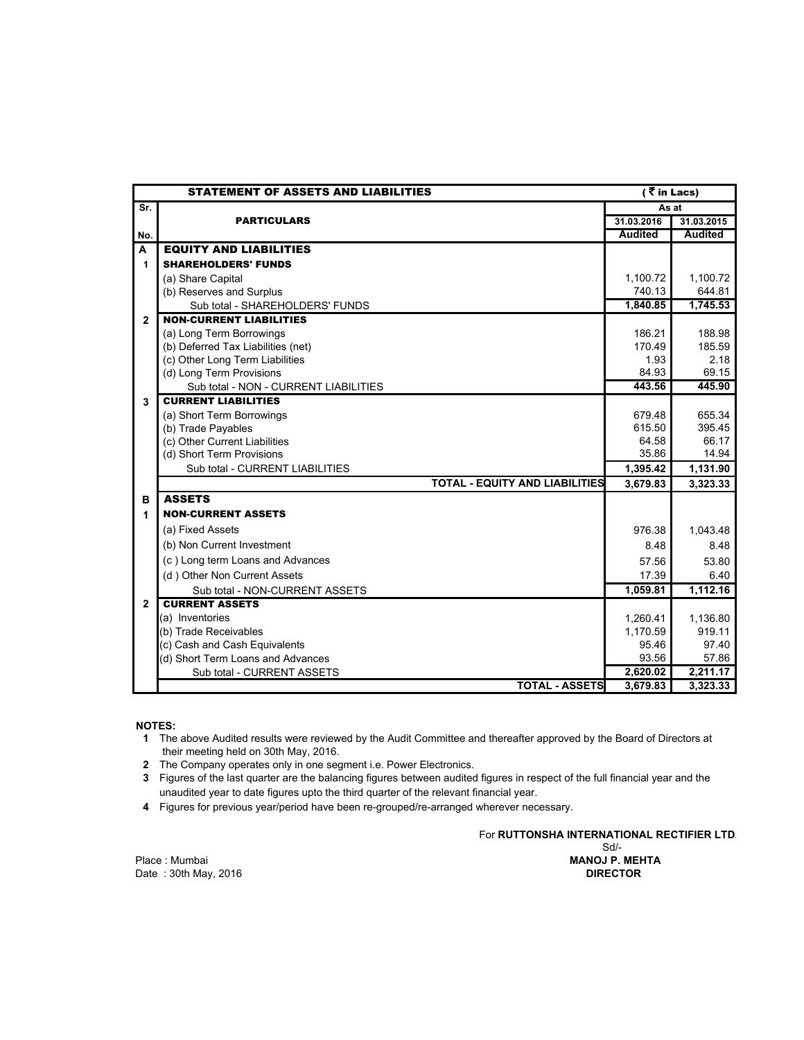| Sr. No. | STATEMENT OF ASSETS AND LIABILITIES<br>PARTICULARS | ( ₹ in Lacs)<br>As at<br>31.03.2016<br>Audited | <br><br>31.03.2015<br>Audited |
|---|---|---|---|
| **A** | **EQUITY AND LIABILITIES** | | |
| **1** | **SHAREHOLDERS' FUNDS** | | |
| | (a) Share Capital | 1,100.72 | 1,100.72 |
| | (b) Reserves and Surplus | 740.13 | 644.81 |
| | Sub total - SHAREHOLDERS' FUNDS | **1,840.85** | **1,745.53** |
| **2** | **NON-CURRENT LIABILITIES** | | |
| | (a) Long Term Borrowings | 186.21 | 188.98 |
| | (b) Deferred Tax Liabilities (net) | 170.49 | 185.59 |
| | (c) Other Long Term Liabilities | 1.93 | 2.18 |
| | (d) Long Term Provisions | 84.93 | 69.15 |
| | Sub total - NON - CURRENT LIABILITIES | **443.56** | **445.90** |
| **3** | **CURRENT LIABILITIES** | | |
| | (a) Short Term Borrowings | 679.48 | 655.34 |
| | (b) Trade Payables | 615.50 | 395.45 |
| | (c) Other Current Liabilities | 64.58 | 66.17 |
| | (d) Short Term Provisions | 35.86 | 14.94 |
| | Sub total - CURRENT LIABILITIES | **1,395.42** | **1,131.90** |
| | **TOTAL - EQUITY AND LIABILITIES** | **3,679.83** | **3,323.33** |
| **B** | **ASSETS** | | |
| **1** | **NON-CURRENT ASSETS** | | |
| | (a) Fixed Assets | 976.38 | 1,043.48 |
| | (b) Non Current Investment | 8.48 | 8.48 |
| | (c ) Long term Loans and Advances | 57.56 | 53.80 |
| | (d ) Other Non Current Assets | 17.39 | 6.40 |
| | Sub total - NON-CURRENT ASSETS | **1,059.81** | **1,112.16** |
| **2** | **CURRENT ASSETS** | | |
| | (a) Inventories | 1,260.41 | 1,136.80 |
| | (b) Trade Receivables | 1,170.59 | 919.11 |
| | (c) Cash and Cash Equivalents | 95.46 | 97.40 |
| | (d) Short Term Loans and Advances | 93.56 | 57.86 |
| | Sub total - CURRENT ASSETS | **2,620.02** | **2,211.17** |
| | **TOTAL - ASSETS** | **3,679.83** | **3,323.33** |

**NOTES:**

1. The above Audited results were reviewed by the Audit Committee and thereafter approved by the Board of Directors at their meeting held on 30th May, 2016.
2. The Company operates only in one segment i.e. Power Electronics.
3. Figures of the last quarter are the balancing figures between audited figures in respect of the full financial year and the unaudited year to date figures upto the third quarter of the relevant financial year.
4. Figures for previous year/period have been re-grouped/re-arranged wherever necessary.

For **RUTTONSHA INTERNATIONAL RECTIFIER LTD.**

Sd/-

**MANOJ P. MEHTA**

**DIRECTOR**

Place : Mumbai

Date : 30th May, 2016